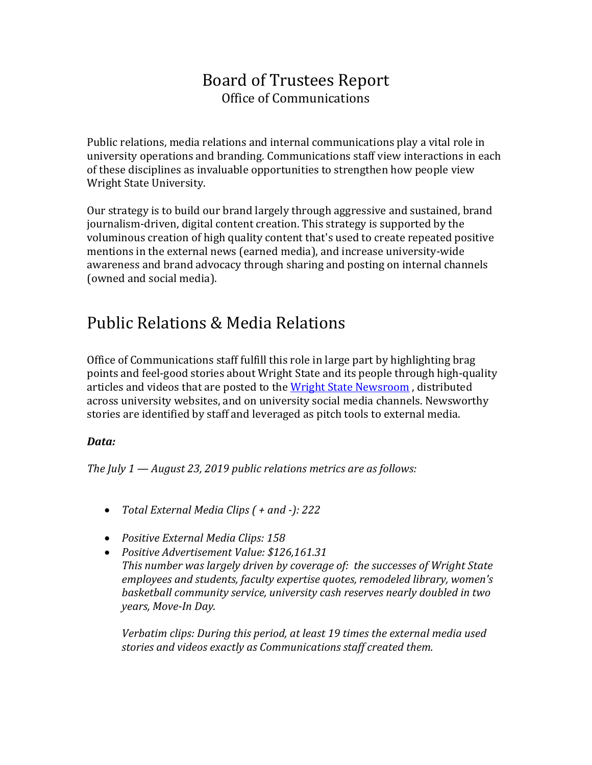# Board of Trustees Report

Office of Communications

Public relations, media relations and internal communications play a vital role in university operations and branding. Communications staff view interactions in each of these disciplines as invaluable opportunities to strengthen how people view Wright State University.

Our strategy is to build our brand largely through aggressive and sustained, brand journalism-driven, digital content creation. This strategy is supported by the voluminous creation of high quality content that's used to create repeated positive mentions in the external news (earned media), and increase university-wide awareness and brand advocacy through sharing and posting on internal channels (owned and social media).

## Public Relations & Media Relations

Office of Communications staff fulfill this role in large part by highlighting brag points and feel-good stories about Wright State and its people through high-quality articles and videos that are posted to the Wright State Newsroom , distributed across university websites, and on university social media channels. Newsworthy stories are identified by staff and leveraged as pitch tools to external media.

***Data:***

*The July 1 — August 23, 2019 public relations metrics are as follows:*

- *Total External Media Clips ( + and -): 222*
- *Positive External Media Clips: 158*
- *Positive Advertisement Value: $126,161.31*
  *This number was largely driven by coverage of: the successes of Wright State employees and students, faculty expertise quotes, remodeled library, women's basketball community service, university cash reserves nearly doubled in two years, Move-In Day.*

  *Verbatim clips: During this period, at least 19 times the external media used stories and videos exactly as Communications staff created them.*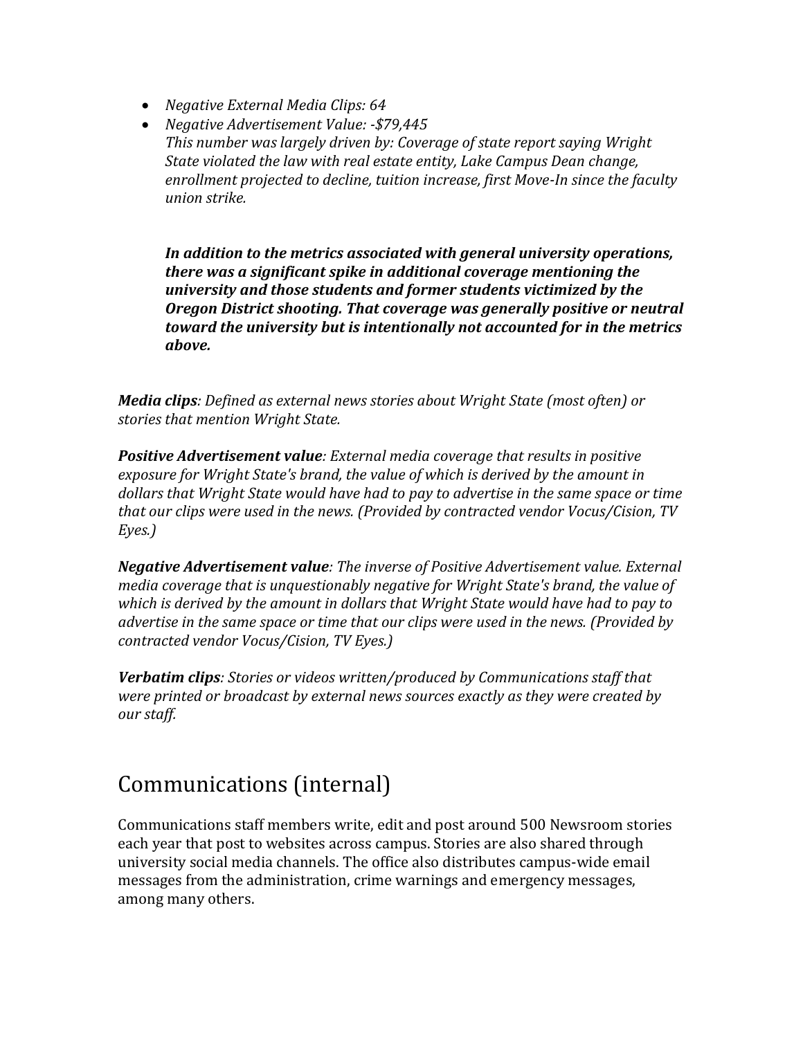- *Negative External Media Clips: 64*
- *Negative Advertisement Value: -$79,445*
  *This number was largely driven by: Coverage of state report saying Wright State violated the law with real estate entity, Lake Campus Dean change, enrollment projected to decline, tuition increase, first Move-In since the faculty union strike.*

  ***In addition to the metrics associated with general university operations, there was a significant spike in additional coverage mentioning the university and those students and former students victimized by the Oregon District shooting. That coverage was generally positive or neutral toward the university but is intentionally not accounted for in the metrics above.***

***Media clips****: Defined as external news stories about Wright State (most often) or stories that mention Wright State.*

***Positive Advertisement value****: External media coverage that results in positive exposure for Wright State's brand, the value of which is derived by the amount in dollars that Wright State would have had to pay to advertise in the same space or time that our clips were used in the news. (Provided by contracted vendor Vocus/Cision, TV Eyes.)*

***Negative Advertisement value****: The inverse of Positive Advertisement value. External media coverage that is unquestionably negative for Wright State's brand, the value of which is derived by the amount in dollars that Wright State would have had to pay to advertise in the same space or time that our clips were used in the news. (Provided by contracted vendor Vocus/Cision, TV Eyes.)*

***Verbatim clips****: Stories or videos written/produced by Communications staff that were printed or broadcast by external news sources exactly as they were created by our staff.*

# Communications (internal)

Communications staff members write, edit and post around 500 Newsroom stories each year that post to websites across campus. Stories are also shared through university social media channels. The office also distributes campus-wide email messages from the administration, crime warnings and emergency messages, among many others.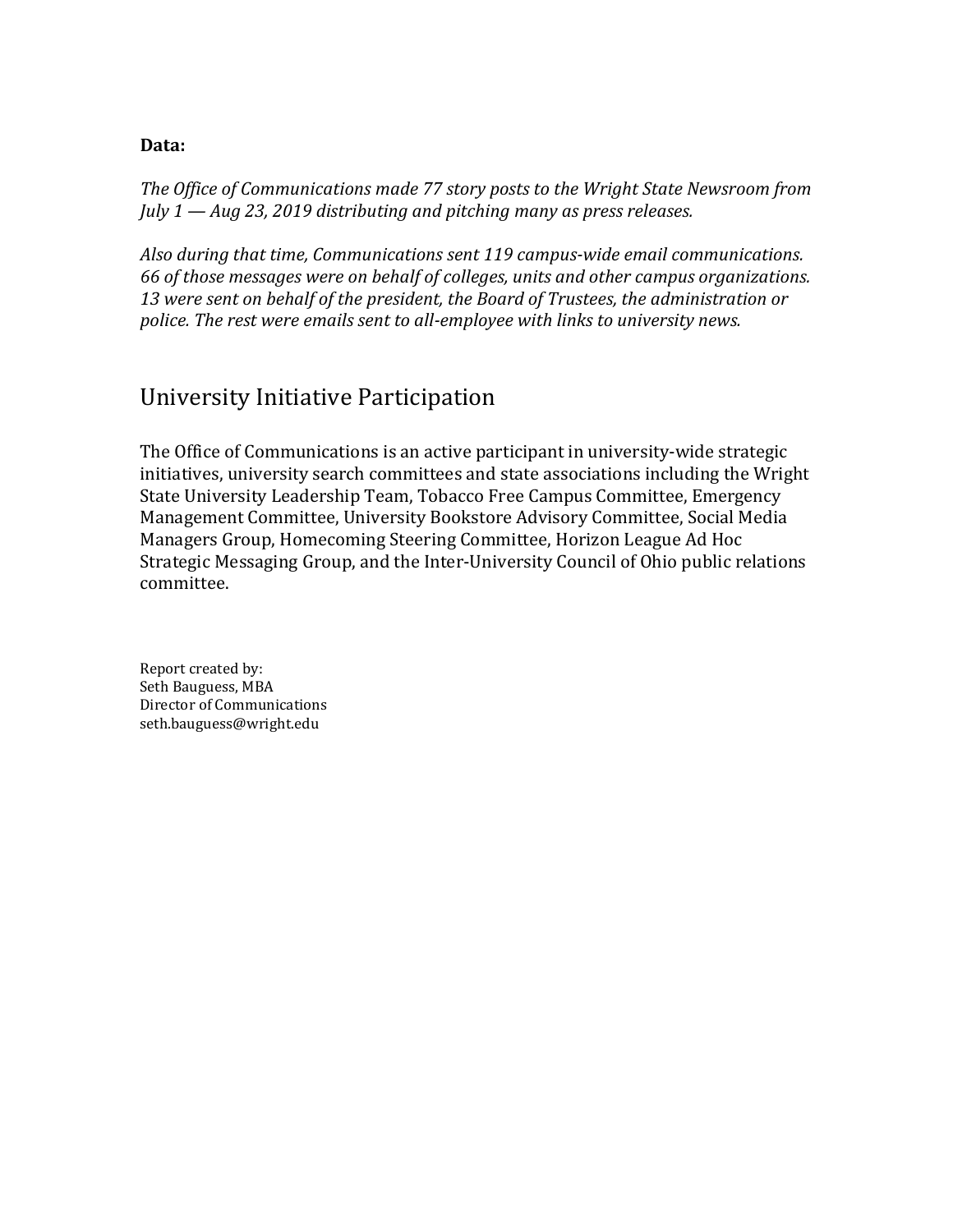**Data:**

*The Office of Communications made 77 story posts to the Wright State Newsroom from July 1 — Aug 23, 2019 distributing and pitching many as press releases.*

*Also during that time, Communications sent 119 campus-wide email communications. 66 of those messages were on behalf of colleges, units and other campus organizations. 13 were sent on behalf of the president, the Board of Trustees, the administration or police. The rest were emails sent to all-employee with links to university news.*

## University Initiative Participation

The Office of Communications is an active participant in university-wide strategic initiatives, university search committees and state associations including the Wright State University Leadership Team, Tobacco Free Campus Committee, Emergency Management Committee, University Bookstore Advisory Committee, Social Media Managers Group, Homecoming Steering Committee, Horizon League Ad Hoc Strategic Messaging Group, and the Inter-University Council of Ohio public relations committee.

Report created by:
Seth Bauguess, MBA
Director of Communications
seth.bauguess@wright.edu